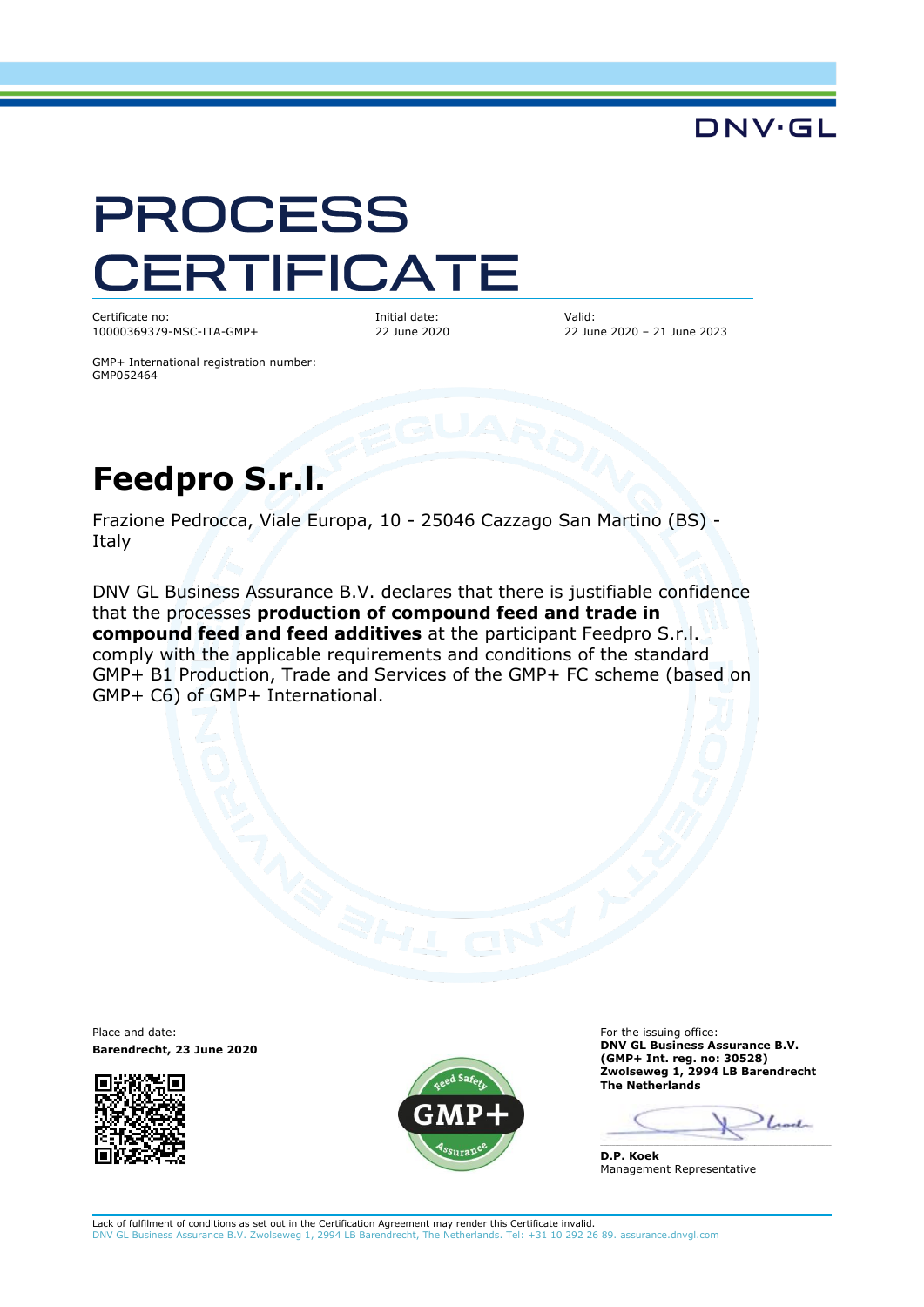DNV·GL

# PROCESS CERTIFICATE

Certificate no:
10000369379-MSC-ITA-GMP+

Initial date:
22 June 2020

Valid:
22 June 2020 – 21 June 2023

GMP+ International registration number:
GMP052464

## Feedpro S.r.l.

Frazione Pedrocca, Viale Europa, 10 - 25046 Cazzago San Martino (BS) - Italy

DNV GL Business Assurance B.V. declares that there is justifiable confidence that the processes **production of compound feed and trade in compound feed and feed additives** at the participant Feedpro S.r.l. comply with the applicable requirements and conditions of the standard GMP+ B1 Production, Trade and Services of the GMP+ FC scheme (based on GMP+ C6) of GMP+ International.

Place and date:
**Barendrecht, 23 June 2020**

For the issuing office:
**DNV GL Business Assurance B.V.**
**(GMP+ Int. reg. no: 30528)**
**Zwolseweg 1, 2994 LB Barendrecht**
**The Netherlands**

**D.P. Koek**
Management Representative

Lack of fulfilment of conditions as set out in the Certification Agreement may render this Certificate invalid.
DNV GL Business Assurance B.V. Zwolseweg 1, 2994 LB Barendrecht, The Netherlands. Tel: +31 10 292 26 89. assurance.dnvgl.com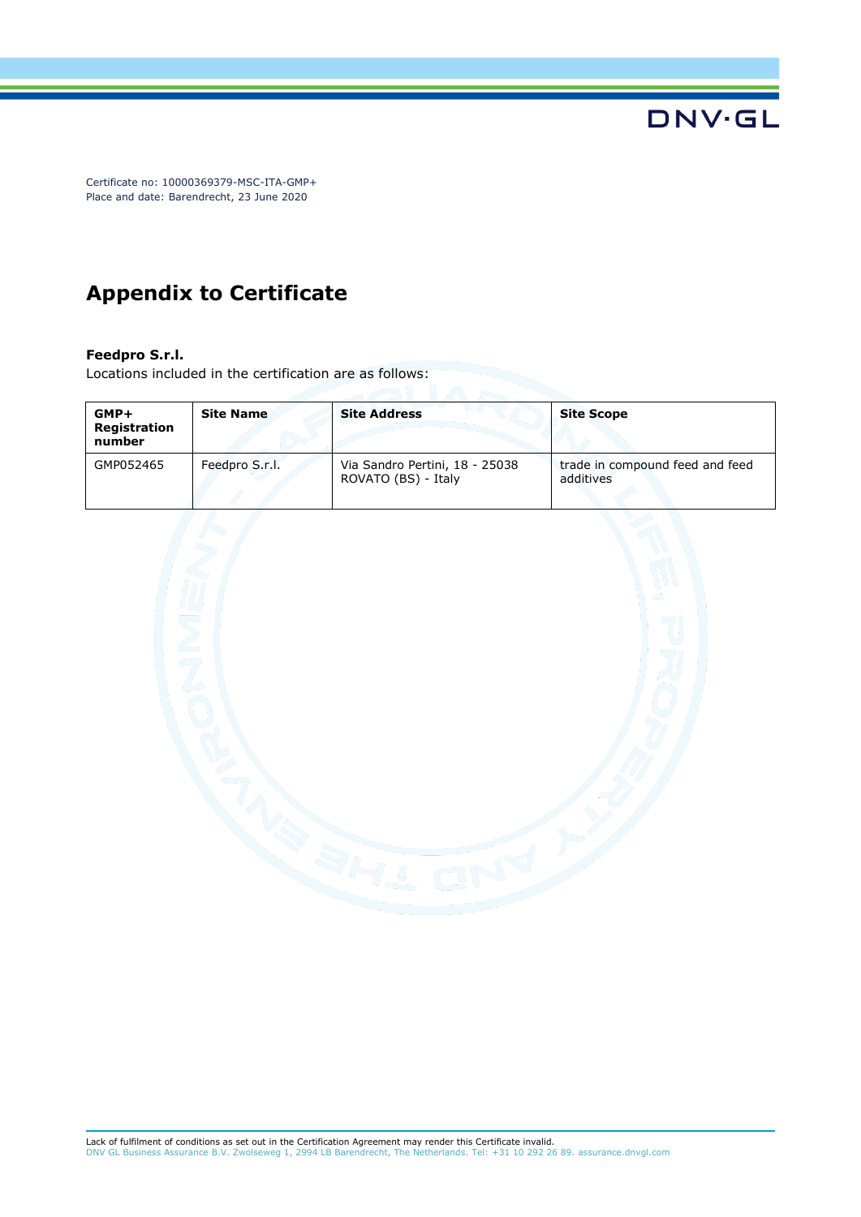Certificate no: 10000369379-MSC-ITA-GMP+
Place and date: Barendrecht, 23 June 2020

# Appendix to Certificate

**Feedpro S.r.l.**
Locations included in the certification are as follows:

| GMP+ Registration number | Site Name | Site Address | Site Scope |
|---|---|---|---|
| GMP052465 | Feedpro S.r.l. | Via Sandro Pertini, 18 - 25038 ROVATO (BS) - Italy | trade in compound feed and feed additives |

Lack of fulfilment of conditions as set out in the Certification Agreement may render this Certificate invalid.
DNV GL Business Assurance B.V. Zwolseweg 1, 2994 LB Barendrecht, The Netherlands. Tel: +31 10 292 26 89. assurance.dnvgl.com